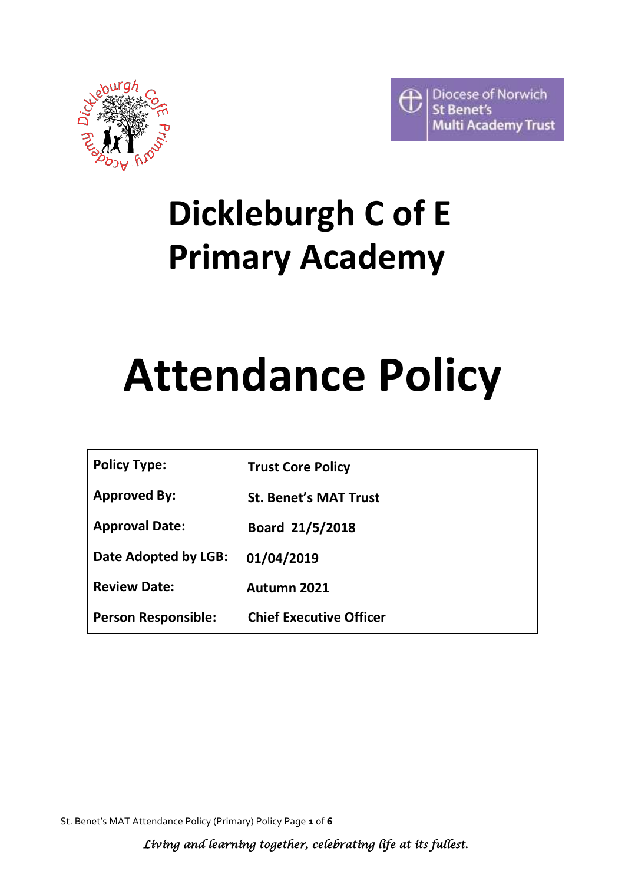# Dickleburgh C of E Primary Academy

# Attendance Policy

| Policy Type: | Trust Core Policy |
|---|---|
| Approved By: | St. Benet's MAT Trust |
| Approval Date: | Board 21/5/2018 |
| Date Adopted by LGB: | 01/04/2019 |
| Review Date: | Autumn 2021 |
| Person Responsible: | Chief Executive Officer |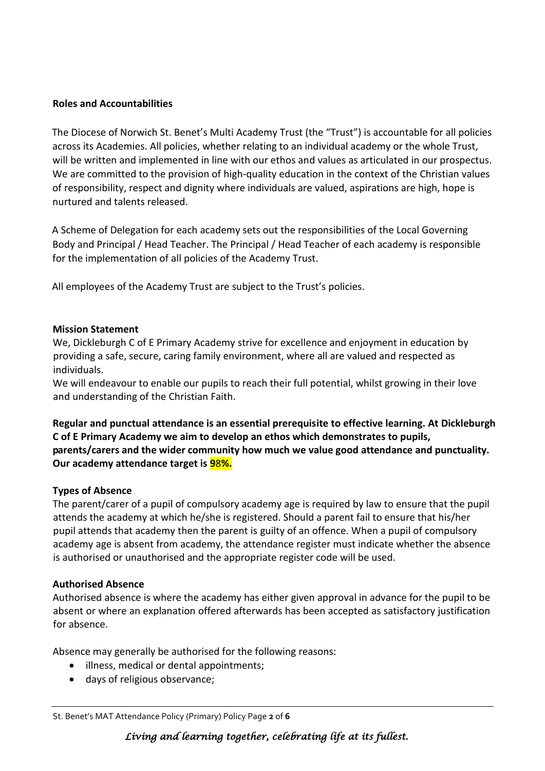**Roles and Accountabilities**

The Diocese of Norwich St. Benet's Multi Academy Trust (the "Trust") is accountable for all policies across its Academies. All policies, whether relating to an individual academy or the whole Trust, will be written and implemented in line with our ethos and values as articulated in our prospectus. We are committed to the provision of high-quality education in the context of the Christian values of responsibility, respect and dignity where individuals are valued, aspirations are high, hope is nurtured and talents released.

A Scheme of Delegation for each academy sets out the responsibilities of the Local Governing Body and Principal / Head Teacher. The Principal / Head Teacher of each academy is responsible for the implementation of all policies of the Academy Trust.

All employees of the Academy Trust are subject to the Trust's policies.

**Mission Statement**

We, Dickleburgh C of E Primary Academy strive for excellence and enjoyment in education by providing a safe, secure, caring family environment, where all are valued and respected as individuals.

We will endeavour to enable our pupils to reach their full potential, whilst growing in their love and understanding of the Christian Faith.

**Regular and punctual attendance is an essential prerequisite to effective learning. At Dickleburgh C of E Primary Academy we aim to develop an ethos which demonstrates to pupils, parents/carers and the wider community how much we value good attendance and punctuality. Our academy attendance target is 98%.**

**Types of Absence**

The parent/carer of a pupil of compulsory academy age is required by law to ensure that the pupil attends the academy at which he/she is registered. Should a parent fail to ensure that his/her pupil attends that academy then the parent is guilty of an offence. When a pupil of compulsory academy age is absent from academy, the attendance register must indicate whether the absence is authorised or unauthorised and the appropriate register code will be used.

**Authorised Absence**

Authorised absence is where the academy has either given approval in advance for the pupil to be absent or where an explanation offered afterwards has been accepted as satisfactory justification for absence.

Absence may generally be authorised for the following reasons:

- illness, medical or dental appointments;
- days of religious observance;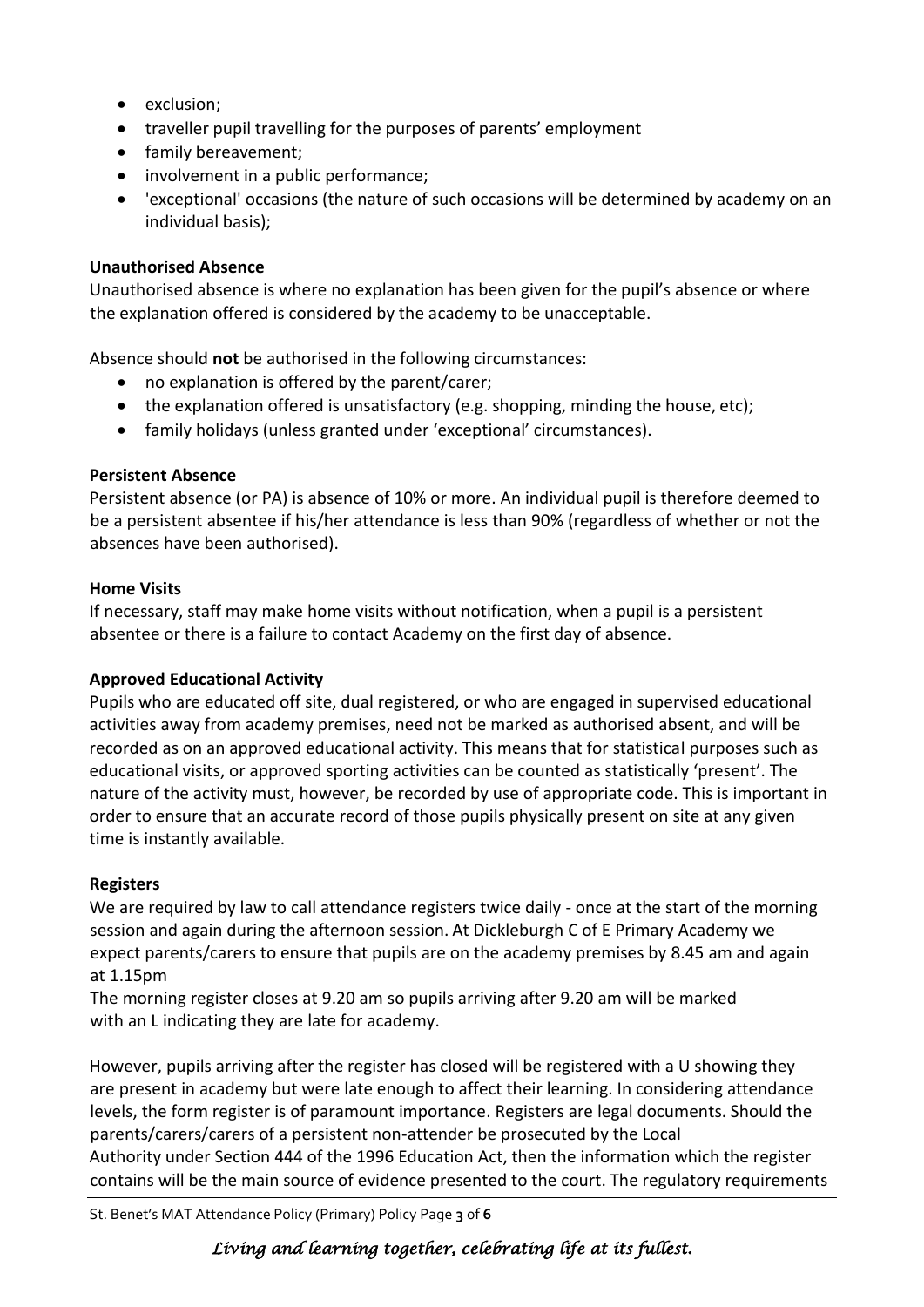- exclusion;
- traveller pupil travelling for the purposes of parents' employment
- family bereavement;
- involvement in a public performance;
- 'exceptional' occasions (the nature of such occasions will be determined by academy on an individual basis);

**Unauthorised Absence**

Unauthorised absence is where no explanation has been given for the pupil's absence or where the explanation offered is considered by the academy to be unacceptable.

Absence should **not** be authorised in the following circumstances:

- no explanation is offered by the parent/carer;
- the explanation offered is unsatisfactory (e.g. shopping, minding the house, etc);
- family holidays (unless granted under 'exceptional' circumstances).

**Persistent Absence**

Persistent absence (or PA) is absence of 10% or more. An individual pupil is therefore deemed to be a persistent absentee if his/her attendance is less than 90% (regardless of whether or not the absences have been authorised).

**Home Visits**

If necessary, staff may make home visits without notification, when a pupil is a persistent absentee or there is a failure to contact Academy on the first day of absence.

**Approved Educational Activity**

Pupils who are educated off site, dual registered, or who are engaged in supervised educational activities away from academy premises, need not be marked as authorised absent, and will be recorded as on an approved educational activity. This means that for statistical purposes such as educational visits, or approved sporting activities can be counted as statistically 'present'. The nature of the activity must, however, be recorded by use of appropriate code. This is important in order to ensure that an accurate record of those pupils physically present on site at any given time is instantly available.

**Registers**

We are required by law to call attendance registers twice daily - once at the start of the morning session and again during the afternoon session. At Dickleburgh C of E Primary Academy we expect parents/carers to ensure that pupils are on the academy premises by 8.45 am and again at 1.15pm

The morning register closes at 9.20 am so pupils arriving after 9.20 am will be marked with an L indicating they are late for academy.

However, pupils arriving after the register has closed will be registered with a U showing they are present in academy but were late enough to affect their learning. In considering attendance levels, the form register is of paramount importance. Registers are legal documents. Should the parents/carers/carers of a persistent non-attender be prosecuted by the Local Authority under Section 444 of the 1996 Education Act, then the information which the register contains will be the main source of evidence presented to the court. The regulatory requirements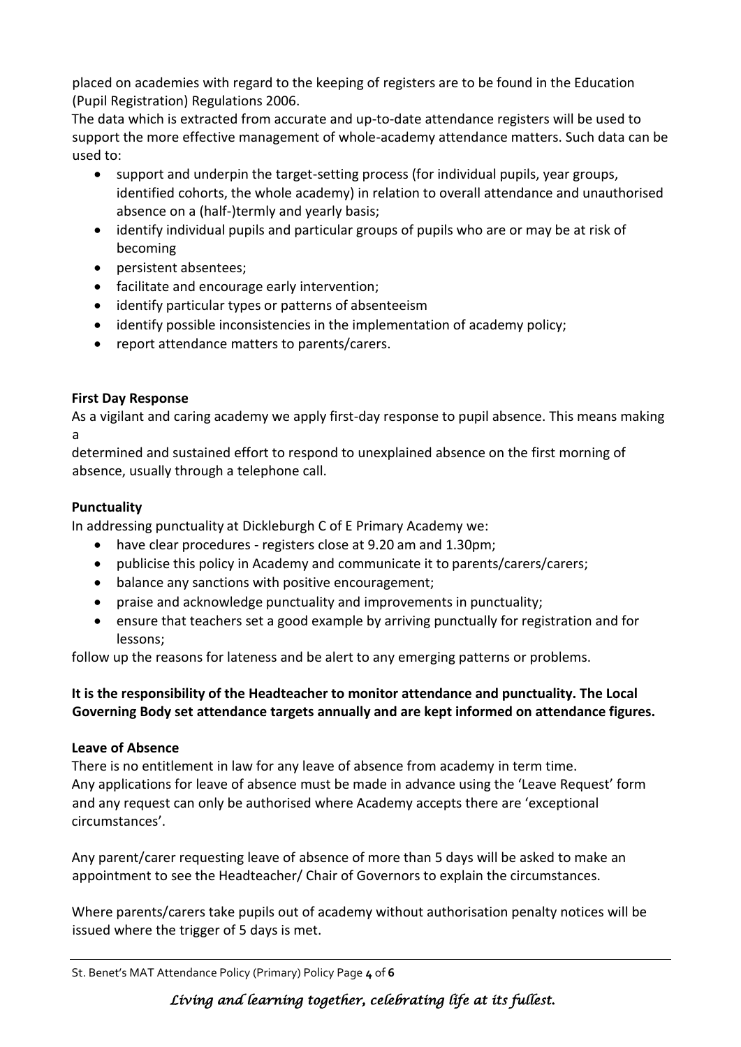placed on academies with regard to the keeping of registers are to be found in the Education (Pupil Registration) Regulations 2006.

The data which is extracted from accurate and up-to-date attendance registers will be used to support the more effective management of whole-academy attendance matters. Such data can be used to:

- support and underpin the target-setting process (for individual pupils, year groups, identified cohorts, the whole academy) in relation to overall attendance and unauthorised absence on a (half-)termly and yearly basis;
- identify individual pupils and particular groups of pupils who are or may be at risk of becoming
- persistent absentees;
- facilitate and encourage early intervention;
- identify particular types or patterns of absenteeism
- identify possible inconsistencies in the implementation of academy policy;
- report attendance matters to parents/carers.

**First Day Response**

As a vigilant and caring academy we apply first-day response to pupil absence. This means making a
determined and sustained effort to respond to unexplained absence on the first morning of absence, usually through a telephone call.

**Punctuality**

In addressing punctuality at Dickleburgh C of E Primary Academy we:

- have clear procedures - registers close at 9.20 am and 1.30pm;
- publicise this policy in Academy and communicate it to parents/carers/carers;
- balance any sanctions with positive encouragement;
- praise and acknowledge punctuality and improvements in punctuality;
- ensure that teachers set a good example by arriving punctually for registration and for lessons;

follow up the reasons for lateness and be alert to any emerging patterns or problems.

**It is the responsibility of the Headteacher to monitor attendance and punctuality. The Local Governing Body set attendance targets annually and are kept informed on attendance figures.**

**Leave of Absence**

There is no entitlement in law for any leave of absence from academy in term time.
Any applications for leave of absence must be made in advance using the 'Leave Request' form and any request can only be authorised where Academy accepts there are 'exceptional circumstances'.

Any parent/carer requesting leave of absence of more than 5 days will be asked to make an appointment to see the Headteacher/ Chair of Governors to explain the circumstances.

Where parents/carers take pupils out of academy without authorisation penalty notices will be issued where the trigger of 5 days is met.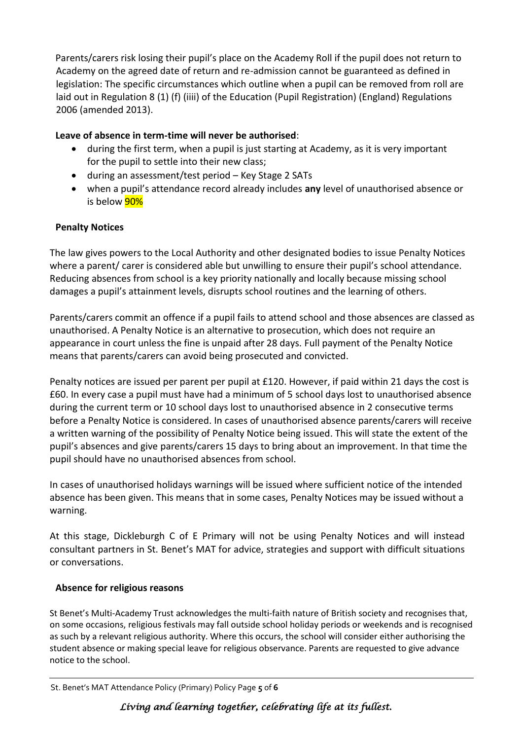Parents/carers risk losing their pupil's place on the Academy Roll if the pupil does not return to Academy on the agreed date of return and re-admission cannot be guaranteed as defined in legislation: The specific circumstances which outline when a pupil can be removed from roll are laid out in Regulation 8 (1) (f) (iiii) of the Education (Pupil Registration) (England) Regulations 2006 (amended 2013).

**Leave of absence in term-time will never be authorised**:

- during the first term, when a pupil is just starting at Academy, as it is very important for the pupil to settle into their new class;
- during an assessment/test period – Key Stage 2 SATs
- when a pupil's attendance record already includes **any** level of unauthorised absence or is below 90%

## Penalty Notices

The law gives powers to the Local Authority and other designated bodies to issue Penalty Notices where a parent/ carer is considered able but unwilling to ensure their pupil's school attendance. Reducing absences from school is a key priority nationally and locally because missing school damages a pupil's attainment levels, disrupts school routines and the learning of others.

Parents/carers commit an offence if a pupil fails to attend school and those absences are classed as unauthorised. A Penalty Notice is an alternative to prosecution, which does not require an appearance in court unless the fine is unpaid after 28 days. Full payment of the Penalty Notice means that parents/carers can avoid being prosecuted and convicted.

Penalty notices are issued per parent per pupil at £120. However, if paid within 21 days the cost is £60. In every case a pupil must have had a minimum of 5 school days lost to unauthorised absence during the current term or 10 school days lost to unauthorised absence in 2 consecutive terms before a Penalty Notice is considered. In cases of unauthorised absence parents/carers will receive a written warning of the possibility of Penalty Notice being issued. This will state the extent of the pupil's absences and give parents/carers 15 days to bring about an improvement. In that time the pupil should have no unauthorised absences from school.

In cases of unauthorised holidays warnings will be issued where sufficient notice of the intended absence has been given. This means that in some cases, Penalty Notices may be issued without a warning.

At this stage, Dickleburgh C of E Primary will not be using Penalty Notices and will instead consultant partners in St. Benet's MAT for advice, strategies and support with difficult situations or conversations.

## Absence for religious reasons

St Benet's Multi-Academy Trust acknowledges the multi-faith nature of British society and recognises that, on some occasions, religious festivals may fall outside school holiday periods or weekends and is recognised as such by a relevant religious authority. Where this occurs, the school will consider either authorising the student absence or making special leave for religious observance. Parents are requested to give advance notice to the school.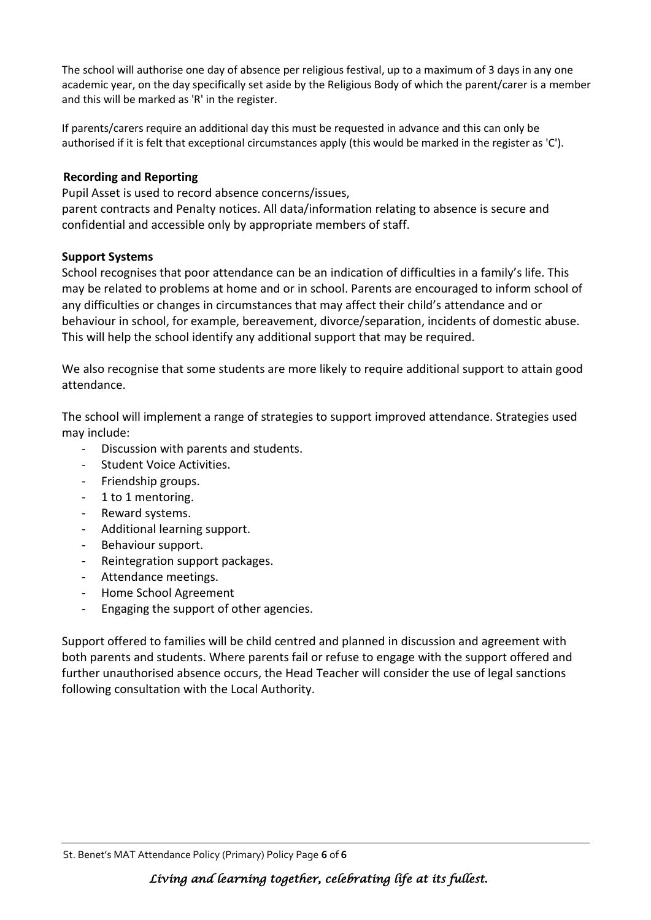The school will authorise one day of absence per religious festival, up to a maximum of 3 days in any one academic year, on the day specifically set aside by the Religious Body of which the parent/carer is a member and this will be marked as 'R' in the register.

If parents/carers require an additional day this must be requested in advance and this can only be authorised if it is felt that exceptional circumstances apply (this would be marked in the register as 'C').

**Recording and Reporting**

Pupil Asset is used to record absence concerns/issues, parent contracts and Penalty notices. All data/information relating to absence is secure and confidential and accessible only by appropriate members of staff.

**Support Systems**

School recognises that poor attendance can be an indication of difficulties in a family's life. This may be related to problems at home and or in school. Parents are encouraged to inform school of any difficulties or changes in circumstances that may affect their child's attendance and or behaviour in school, for example, bereavement, divorce/separation, incidents of domestic abuse. This will help the school identify any additional support that may be required.

We also recognise that some students are more likely to require additional support to attain good attendance.

The school will implement a range of strategies to support improved attendance. Strategies used may include:

- Discussion with parents and students.
- Student Voice Activities.
- Friendship groups.
- 1 to 1 mentoring.
- Reward systems.
- Additional learning support.
- Behaviour support.
- Reintegration support packages.
- Attendance meetings.
- Home School Agreement
- Engaging the support of other agencies.

Support offered to families will be child centred and planned in discussion and agreement with both parents and students. Where parents fail or refuse to engage with the support offered and further unauthorised absence occurs, the Head Teacher will consider the use of legal sanctions following consultation with the Local Authority.